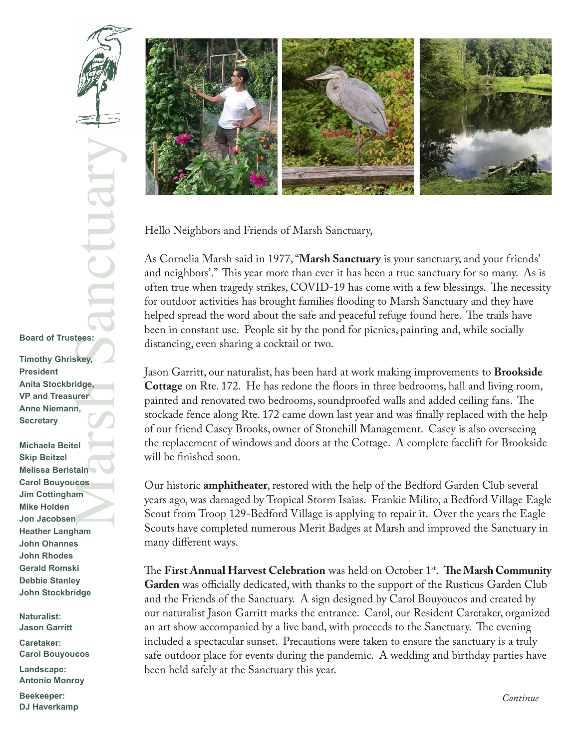# Marsh Sanctuary

**Board of Trustees:**

**Timothy Ghriskey, President**
**Anita Stockbridge, VP and Treasurer**
**Anne Niemann, Secretary**

**Michaela Beitel**
**Skip Beitzel**
**Melissa Beristain**
**Carol Bouyoucos**
**Jim Cottingham**
**Mike Holden**
**Jon Jacobsen**
**Heather Langham**
**John Ohannes**
**John Rhodes**
**Gerald Romski**
**Debbie Stanley**
**John Stockbridge**

**Naturalist:**
**Jason Garritt**

**Caretaker:**
**Carol Bouyoucos**

**Landscape:**
**Antonio Monroy**

**Beekeeper:**
**DJ Haverkamp**

Hello Neighbors and Friends of Marsh Sanctuary,

As Cornelia Marsh said in 1977, "**Marsh Sanctuary** is your sanctuary, and your friends' and neighbors'." This year more than ever it has been a true sanctuary for so many. As is often true when tragedy strikes, COVID-19 has come with a few blessings. The necessity for outdoor activities has brought families flooding to Marsh Sanctuary and they have helped spread the word about the safe and peaceful refuge found here. The trails have been in constant use. People sit by the pond for picnics, painting and, while socially distancing, even sharing a cocktail or two.

Jason Garritt, our naturalist, has been hard at work making improvements to **Brookside Cottage** on Rte. 172. He has redone the floors in three bedrooms, hall and living room, painted and renovated two bedrooms, soundproofed walls and added ceiling fans. The stockade fence along Rte. 172 came down last year and was finally replaced with the help of our friend Casey Brooks, owner of Stonehill Management. Casey is also overseeing the replacement of windows and doors at the Cottage. A complete facelift for Brookside will be finished soon.

Our historic **amphitheater**, restored with the help of the Bedford Garden Club several years ago, was damaged by Tropical Storm Isaias. Frankie Milito, a Bedford Village Eagle Scout from Troop 129-Bedford Village is applying to repair it. Over the years the Eagle Scouts have completed numerous Merit Badges at Marsh and improved the Sanctuary in many different ways.

The **First Annual Harvest Celebration** was held on October 1st. **The Marsh Community Garden** was officially dedicated, with thanks to the support of the Rusticus Garden Club and the Friends of the Sanctuary. A sign designed by Carol Bouyoucos and created by our naturalist Jason Garritt marks the entrance. Carol, our Resident Caretaker, organized an art show accompanied by a live band, with proceeds to the Sanctuary. The evening included a spectacular sunset. Precautions were taken to ensure the sanctuary is a truly safe outdoor place for events during the pandemic. A wedding and birthday parties have been held safely at the Sanctuary this year.

*Continue*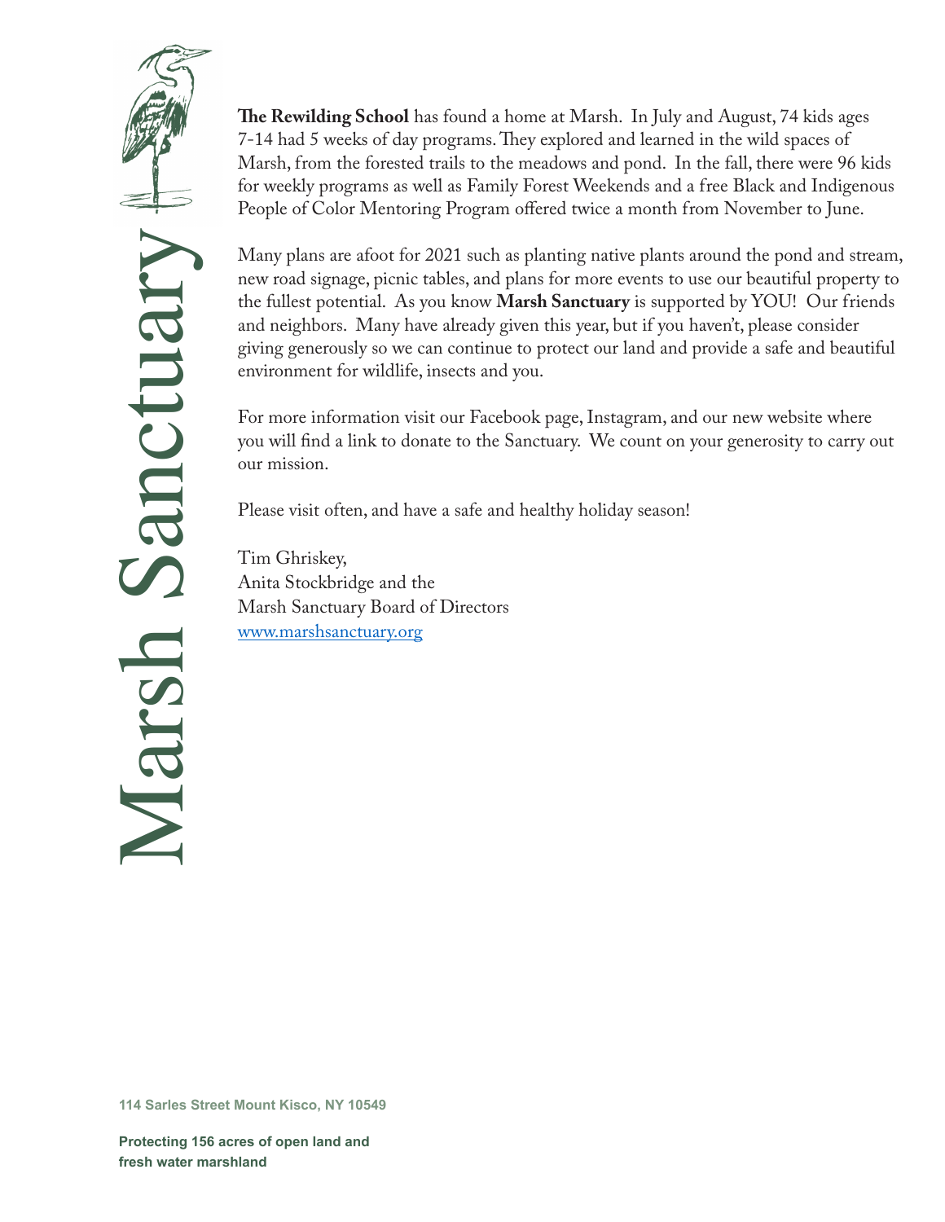Marsh Sanctuary

**The Rewilding School** has found a home at Marsh. In July and August, 74 kids ages 7-14 had 5 weeks of day programs. They explored and learned in the wild spaces of Marsh, from the forested trails to the meadows and pond. In the fall, there were 96 kids for weekly programs as well as Family Forest Weekends and a free Black and Indigenous People of Color Mentoring Program offered twice a month from November to June.

Many plans are afoot for 2021 such as planting native plants around the pond and stream, new road signage, picnic tables, and plans for more events to use our beautiful property to the fullest potential. As you know **Marsh Sanctuary** is supported by YOU! Our friends and neighbors. Many have already given this year, but if you haven't, please consider giving generously so we can continue to protect our land and provide a safe and beautiful environment for wildlife, insects and you.

For more information visit our Facebook page, Instagram, and our new website where you will find a link to donate to the Sanctuary. We count on your generosity to carry out our mission.

Please visit often, and have a safe and healthy holiday season!

Tim Ghriskey,
Anita Stockbridge and the
Marsh Sanctuary Board of Directors
www.marshsanctuary.org

**114 Sarles Street Mount Kisco, NY 10549**

**Protecting 156 acres of open land and fresh water marshland**